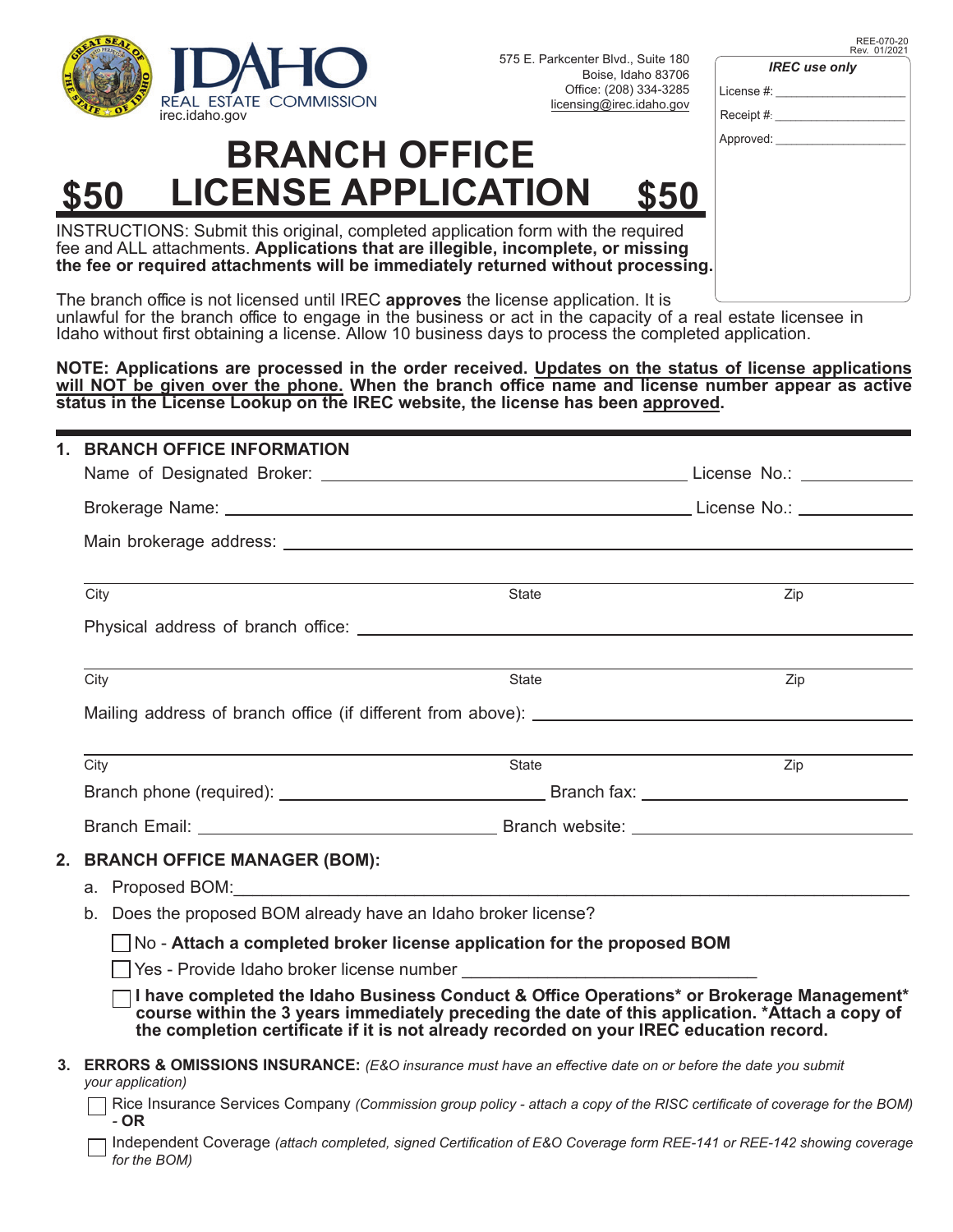REE-070-20
Rev. 01/2021

IDAHO REAL ESTATE COMMISSION
irec.idaho.gov

575 E. Parkcenter Blvd., Suite 180
Boise, Idaho 83706
Office: (208) 334-3285
licensing@irec.idaho.gov

*IREC use only*

License #: ___________________

Receipt #: ___________________

Approved: ___________________

# $50 BRANCH OFFICE LICENSE APPLICATION $50

INSTRUCTIONS: Submit this original, completed application form with the required fee and ALL attachments. **Applications that are illegible, incomplete, or missing the fee or required attachments will be immediately returned without processing.**

The branch office is not licensed until IREC **approves** the license application. It is unlawful for the branch office to engage in the business or act in the capacity of a real estate licensee in Idaho without first obtaining a license. Allow 10 business days to process the completed application.

**NOTE: Applications are processed in the order received. Updates on the status of license applications will NOT be given over the phone. When the branch office name and license number appear as active status in the License Lookup on the IREC website, the license has been approved.**

## 1. BRANCH OFFICE INFORMATION

Name of Designated Broker: ________________________________ License No.: ____________

Brokerage Name: ________________________________ License No.: ____________

Main brokerage address: ________________________________

________________________________
City State Zip

Physical address of branch office: ________________________________

________________________________
City State Zip

Mailing address of branch office (if different from above): ________________________________

________________________________
City State Zip

Branch phone (required): ____________________ Branch fax: ____________________

Branch Email: ____________________ Branch website: ____________________

## 2. BRANCH OFFICE MANAGER (BOM):

a. Proposed BOM: ________________________________

b. Does the proposed BOM already have an Idaho broker license?

☐ No - **Attach a completed broker license application for the proposed BOM**

☐ Yes - Provide Idaho broker license number ____________________

☐ **I have completed the Idaho Business Conduct & Office Operations\* or Brokerage Management\* course within the 3 years immediately preceding the date of this application. \*Attach a copy of the completion certificate if it is not already recorded on your IREC education record.**

## 3. ERRORS & OMISSIONS INSURANCE: *(E&O insurance must have an effective date on or before the date you submit your application)*

☐ Rice Insurance Services Company *(Commission group policy - attach a copy of the RISC certificate of coverage for the BOM)* - **OR**

☐ Independent Coverage *(attach completed, signed Certification of E&O Coverage form REE-141 or REE-142 showing coverage for the BOM)*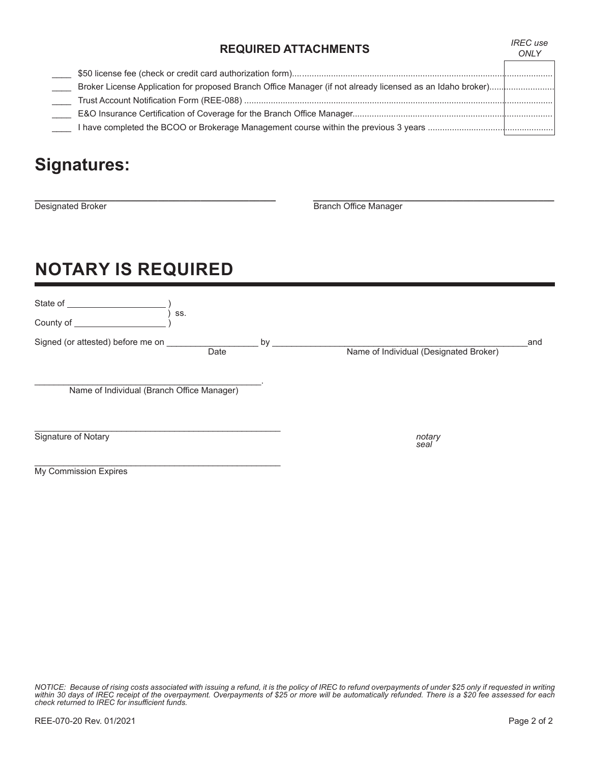## REQUIRED ATTACHMENTS

*IREC use ONLY*

| | | IREC use ONLY |
|---|---|---|
| ____ | $50 license fee (check or credit card authorization form) | |
| ____ | Broker License Application for proposed Branch Office Manager (if not already licensed as an Idaho broker) | |
| ____ | Trust Account Notification Form (REE-088) | |
| ____ | E&O Insurance Certification of Coverage for the Branch Office Manager | |
| ____ | I have completed the BCOO or Brokerage Management course within the previous 3 years | |

# Signatures:

______________________________
Designated Broker

______________________________
Branch Office Manager

# NOTARY IS REQUIRED

State of ____________________ )
) ss.
County of ___________________ )

Signed (or attested) before me on ___________________ by ______________________________________________ and
Date — Name of Individual (Designated Broker)

_______________________________________________.
Name of Individual (Branch Office Manager)

__________________________________________________
Signature of Notary

*notary seal*

__________________________________________________
My Commission Expires

*NOTICE: Because of rising costs associated with issuing a refund, it is the policy of IREC to refund overpayments of under $25 only if requested in writing within 30 days of IREC receipt of the overpayment. Overpayments of $25 or more will be automatically refunded. There is a $20 fee assessed for each check returned to IREC for insufficient funds.*

REE-070-20 Rev. 01/2021